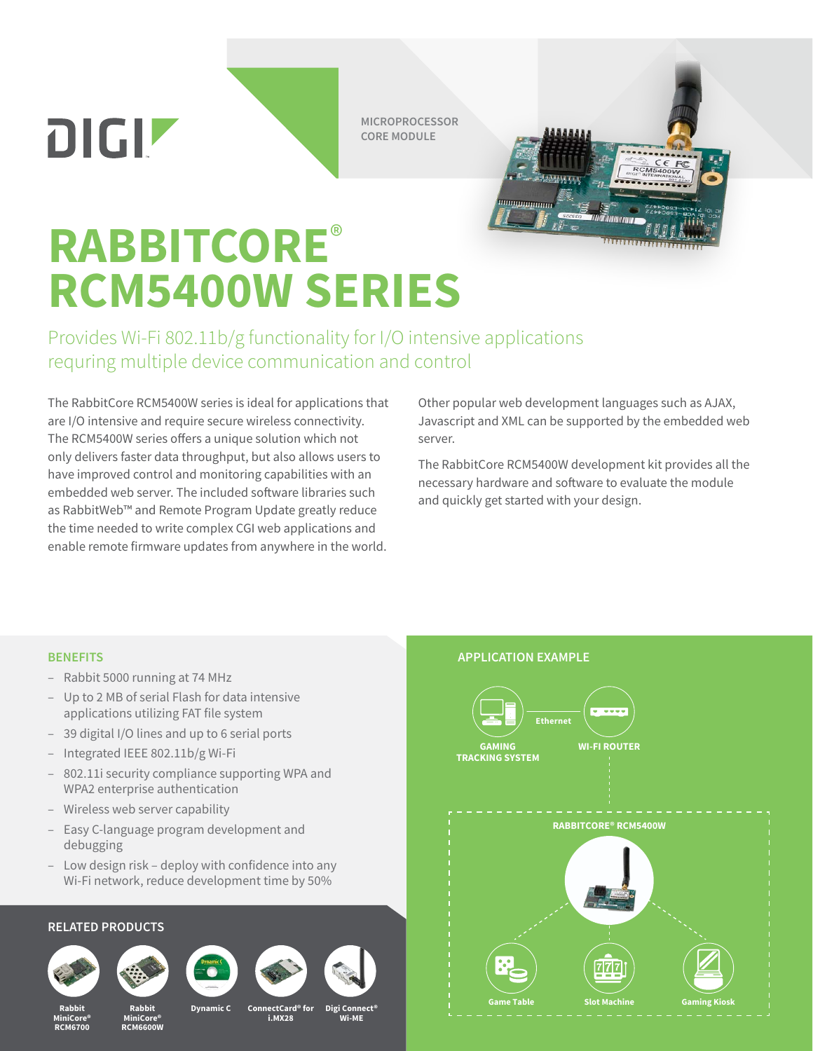MICROPROCESSOR CORE MODULE

# RABBITCORE® RCM5400W SERIES

## Provides Wi-Fi 802.11b/g functionality for I/O intensive applications requring multiple device communication and control

The RabbitCore RCM5400W series is ideal for applications that are I/O intensive and require secure wireless connectivity. The RCM5400W series offers a unique solution which not only delivers faster data throughput, but also allows users to have improved control and monitoring capabilities with an embedded web server. The included software libraries such as RabbitWeb™ and Remote Program Update greatly reduce the time needed to write complex CGI web applications and enable remote firmware updates from anywhere in the world.

Other popular web development languages such as AJAX, Javascript and XML can be supported by the embedded web server.

The RabbitCore RCM5400W development kit provides all the necessary hardware and software to evaluate the module and quickly get started with your design.

### BENEFITS

- Rabbit 5000 running at 74 MHz
- Up to 2 MB of serial Flash for data intensive applications utilizing FAT file system
- 39 digital I/O lines and up to 6 serial ports
- Integrated IEEE 802.11b/g Wi-Fi
- 802.11i security compliance supporting WPA and WPA2 enterprise authentication
- Wireless web server capability
- Easy C-language program development and debugging
- Low design risk – deploy with confidence into any Wi-Fi network, reduce development time by 50%

### RELATED PRODUCTS

- Rabbit MiniCore® RCM6700
- Rabbit MiniCore® RCM6600W
- Dynamic C
- ConnectCard® for i.MX28
- Digi Connect® Wi-ME

### APPLICATION EXAMPLE

GAMING TRACKING SYSTEM — Ethernet — WI-FI ROUTER

RABBITCORE® RCM5400W

Game Table · Slot Machine · Gaming Kiosk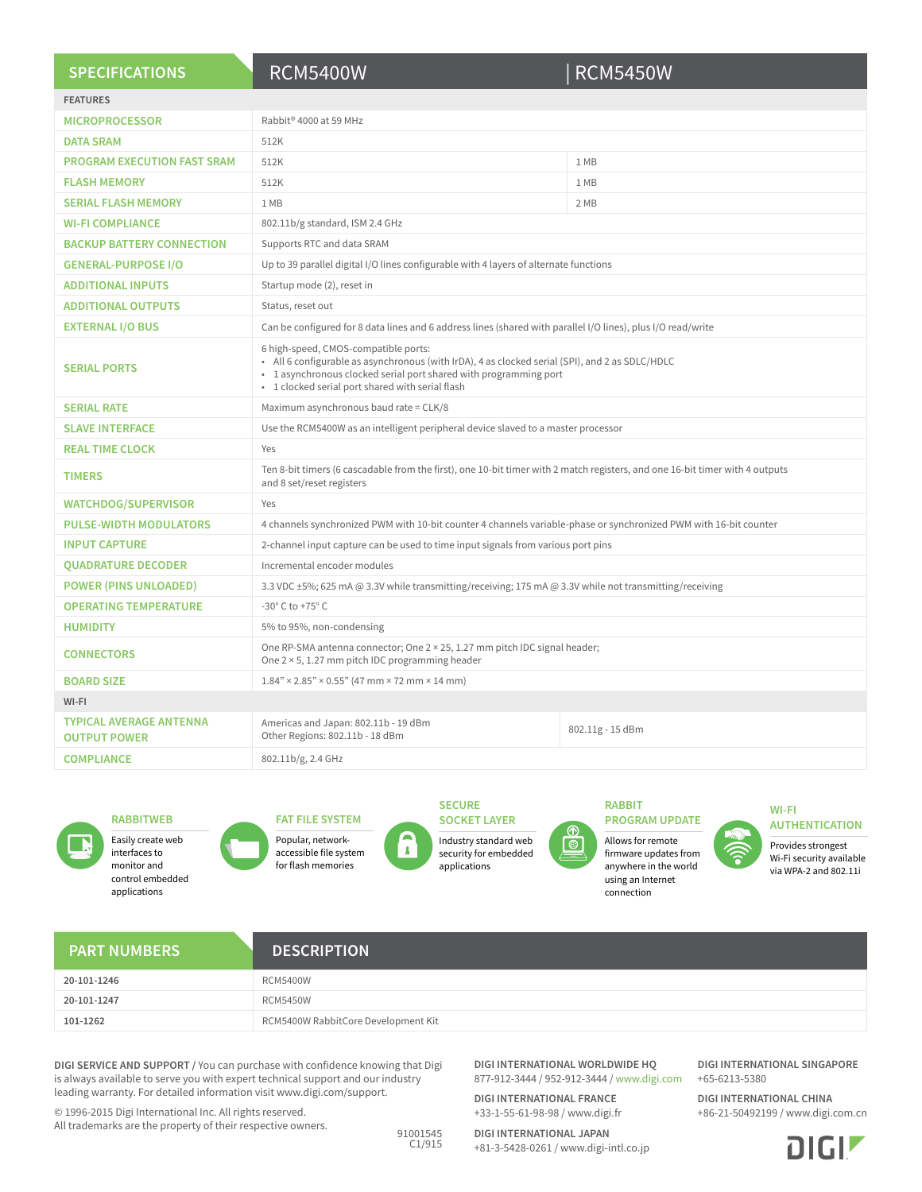| SPECIFICATIONS | RCM5400W | RCM5450W |
|---|---|---|
| **FEATURES** | | |
| MICROPROCESSOR | Rabbit® 4000 at 59 MHz | |
| DATA SRAM | 512K | |
| PROGRAM EXECUTION FAST SRAM | 512K | 1 MB |
| FLASH MEMORY | 512K | 1 MB |
| SERIAL FLASH MEMORY | 1 MB | 2 MB |
| WI-FI COMPLIANCE | 802.11b/g standard, ISM 2.4 GHz | |
| BACKUP BATTERY CONNECTION | Supports RTC and data SRAM | |
| GENERAL-PURPOSE I/O | Up to 39 parallel digital I/O lines configurable with 4 layers of alternate functions | |
| ADDITIONAL INPUTS | Startup mode (2), reset in | |
| ADDITIONAL OUTPUTS | Status, reset out | |
| EXTERNAL I/O BUS | Can be configured for 8 data lines and 6 address lines (shared with parallel I/O lines), plus I/O read/write | |
| SERIAL PORTS | 6 high-speed, CMOS-compatible ports: • All 6 configurable as asynchronous (with IrDA), 4 as clocked serial (SPI), and 2 as SDLC/HDLC • 1 asynchronous clocked serial port shared with programming port • 1 clocked serial port shared with serial flash | |
| SERIAL RATE | Maximum asynchronous baud rate = CLK/8 | |
| SLAVE INTERFACE | Use the RCM5400W as an intelligent peripheral device slaved to a master processor | |
| REAL TIME CLOCK | Yes | |
| TIMERS | Ten 8-bit timers (6 cascadable from the first), one 10-bit timer with 2 match registers, and one 16-bit timer with 4 outputs and 8 set/reset registers | |
| WATCHDOG/SUPERVISOR | Yes | |
| PULSE-WIDTH MODULATORS | 4 channels synchronized PWM with 10-bit counter 4 channels variable-phase or synchronized PWM with 16-bit counter | |
| INPUT CAPTURE | 2-channel input capture can be used to time input signals from various port pins | |
| QUADRATURE DECODER | Incremental encoder modules | |
| POWER (PINS UNLOADED) | 3.3 VDC ±5%; 625 mA @ 3.3V while transmitting/receiving; 175 mA @ 3.3V while not transmitting/receiving | |
| OPERATING TEMPERATURE | -30° C to +75° C | |
| HUMIDITY | 5% to 95%, non-condensing | |
| CONNECTORS | One RP-SMA antenna connector; One 2 × 25, 1.27 mm pitch IDC signal header; One 2 × 5, 1.27 mm pitch IDC programming header | |
| BOARD SIZE | 1.84" × 2.85" × 0.55" (47 mm × 72 mm × 14 mm) | |
| **WI-FI** | | |
| TYPICAL AVERAGE ANTENNA OUTPUT POWER | Americas and Japan: 802.11b - 19 dBm Other Regions: 802.11b - 18 dBm | 802.11g - 15 dBm |
| COMPLIANCE | 802.11b/g, 2.4 GHz | |

**RABBITWEB**
Easily create web interfaces to monitor and control embedded applications

**FAT FILE SYSTEM**
Popular, network-accessible file system for flash memories

**SECURE SOCKET LAYER**
Industry standard web security for embedded applications

**RABBIT PROGRAM UPDATE**
Allows for remote firmware updates from anywhere in the world using an Internet connection

**WI-FI AUTHENTICATION**
Provides strongest Wi-Fi security available via WPA-2 and 802.11i

| PART NUMBERS | DESCRIPTION |
|---|---|
| 20-101-1246 | RCM5400W |
| 20-101-1247 | RCM5450W |
| 101-1262 | RCM5400W RabbitCore Development Kit |

**DIGI SERVICE AND SUPPORT /** You can purchase with confidence knowing that Digi is always available to serve you with expert technical support and our industry leading warranty. For detailed information visit www.digi.com/support.

© 1996-2015 Digi International Inc. All rights reserved.
All trademarks are the property of their respective owners.

91001545
C1/915

**DIGI INTERNATIONAL WORLDWIDE HQ**
877-912-3444 / 952-912-3444 / www.digi.com

**DIGI INTERNATIONAL FRANCE**
+33-1-55-61-98-98 / www.digi.fr

**DIGI INTERNATIONAL JAPAN**
+81-3-5428-0261 / www.digi-intl.co.jp

**DIGI INTERNATIONAL SINGAPORE**
+65-6213-5380

**DIGI INTERNATIONAL CHINA**
+86-21-50492199 / www.digi.com.cn

DIGI